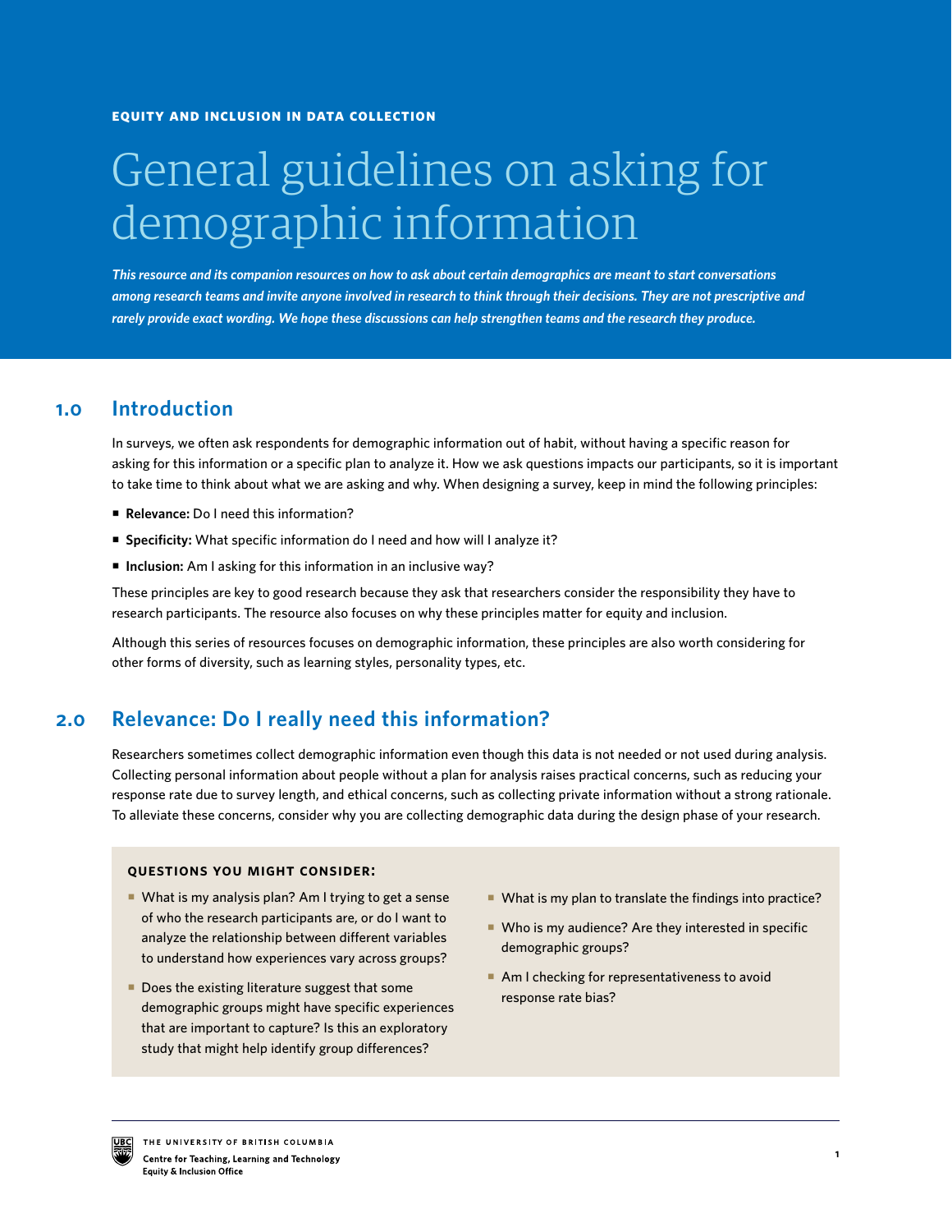**EQUITY AND INCLUSION IN DATA COLLECTION**

# General guidelines on asking for demographic information

***This resource and its companion resources on how to ask about certain demographics are meant to start conversations among research teams and invite anyone involved in research to think through their decisions. They are not prescriptive and rarely provide exact wording. We hope these discussions can help strengthen teams and the research they produce.***

## 1.0 Introduction

In surveys, we often ask respondents for demographic information out of habit, without having a specific reason for asking for this information or a specific plan to analyze it. How we ask questions impacts our participants, so it is important to take time to think about what we are asking and why. When designing a survey, keep in mind the following principles:

- **Relevance:** Do I need this information?
- **Specificity:** What specific information do I need and how will I analyze it?
- **Inclusion:** Am I asking for this information in an inclusive way?

These principles are key to good research because they ask that researchers consider the responsibility they have to research participants. The resource also focuses on why these principles matter for equity and inclusion.

Although this series of resources focuses on demographic information, these principles are also worth considering for other forms of diversity, such as learning styles, personality types, etc.

## 2.0 Relevance: Do I really need this information?

Researchers sometimes collect demographic information even though this data is not needed or not used during analysis. Collecting personal information about people without a plan for analysis raises practical concerns, such as reducing your response rate due to survey length, and ethical concerns, such as collecting private information without a strong rationale. To alleviate these concerns, consider why you are collecting demographic data during the design phase of your research.

**QUESTIONS YOU MIGHT CONSIDER:**

- What is my analysis plan? Am I trying to get a sense of who the research participants are, or do I want to analyze the relationship between different variables to understand how experiences vary across groups?
- Does the existing literature suggest that some demographic groups might have specific experiences that are important to capture? Is this an exploratory study that might help identify group differences?
- What is my plan to translate the findings into practice?
- Who is my audience? Are they interested in specific demographic groups?
- Am I checking for representativeness to avoid response rate bias?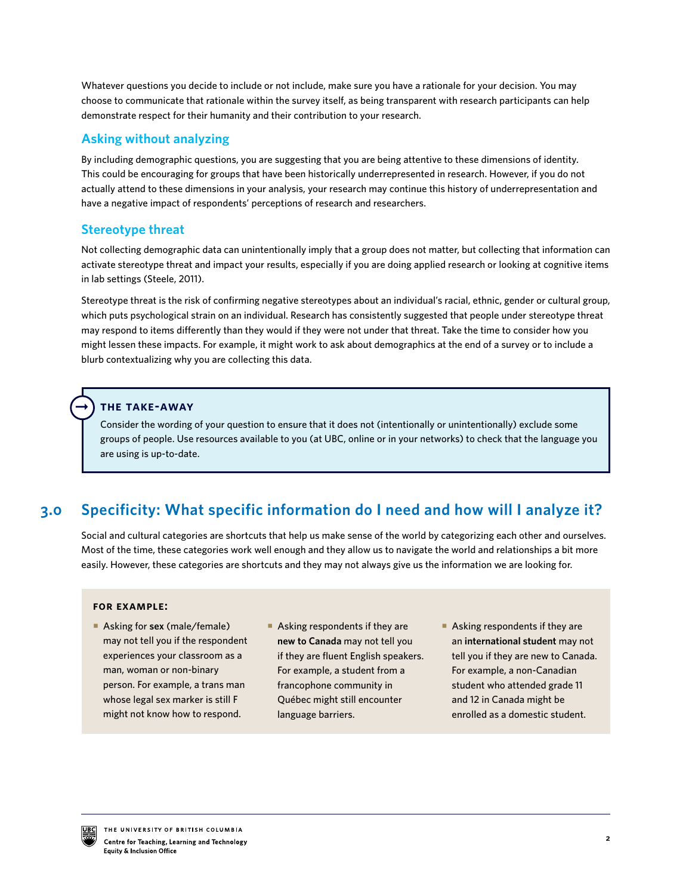Whatever questions you decide to include or not include, make sure you have a rationale for your decision. You may choose to communicate that rationale within the survey itself, as being transparent with research participants can help demonstrate respect for their humanity and their contribution to your research.

### Asking without analyzing

By including demographic questions, you are suggesting that you are being attentive to these dimensions of identity. This could be encouraging for groups that have been historically underrepresented in research. However, if you do not actually attend to these dimensions in your analysis, your research may continue this history of underrepresentation and have a negative impact of respondents' perceptions of research and researchers.

### Stereotype threat

Not collecting demographic data can unintentionally imply that a group does not matter, but collecting that information can activate stereotype threat and impact your results, especially if you are doing applied research or looking at cognitive items in lab settings (Steele, 2011).

Stereotype threat is the risk of confirming negative stereotypes about an individual's racial, ethnic, gender or cultural group, which puts psychological strain on an individual. Research has consistently suggested that people under stereotype threat may respond to items differently than they would if they were not under that threat. Take the time to consider how you might lessen these impacts. For example, it might work to ask about demographics at the end of a survey or to include a blurb contextualizing why you are collecting this data.

> **THE TAKE-AWAY**
>
> Consider the wording of your question to ensure that it does not (intentionally or unintentionally) exclude some groups of people. Use resources available to you (at UBC, online or in your networks) to check that the language you are using is up-to-date.

## 3.0 Specificity: What specific information do I need and how will I analyze it?

Social and cultural categories are shortcuts that help us make sense of the world by categorizing each other and ourselves. Most of the time, these categories work well enough and they allow us to navigate the world and relationships a bit more easily. However, these categories are shortcuts and they may not always give us the information we are looking for.

**FOR EXAMPLE:**

- Asking for **sex** (male/female) may not tell you if the respondent experiences your classroom as a man, woman or non-binary person. For example, a trans man whose legal sex marker is still F might not know how to respond.
- Asking respondents if they are **new to Canada** may not tell you if they are fluent English speakers. For example, a student from a francophone community in Québec might still encounter language barriers.
- Asking respondents if they are an **international student** may not tell you if they are new to Canada. For example, a non-Canadian student who attended grade 11 and 12 in Canada might be enrolled as a domestic student.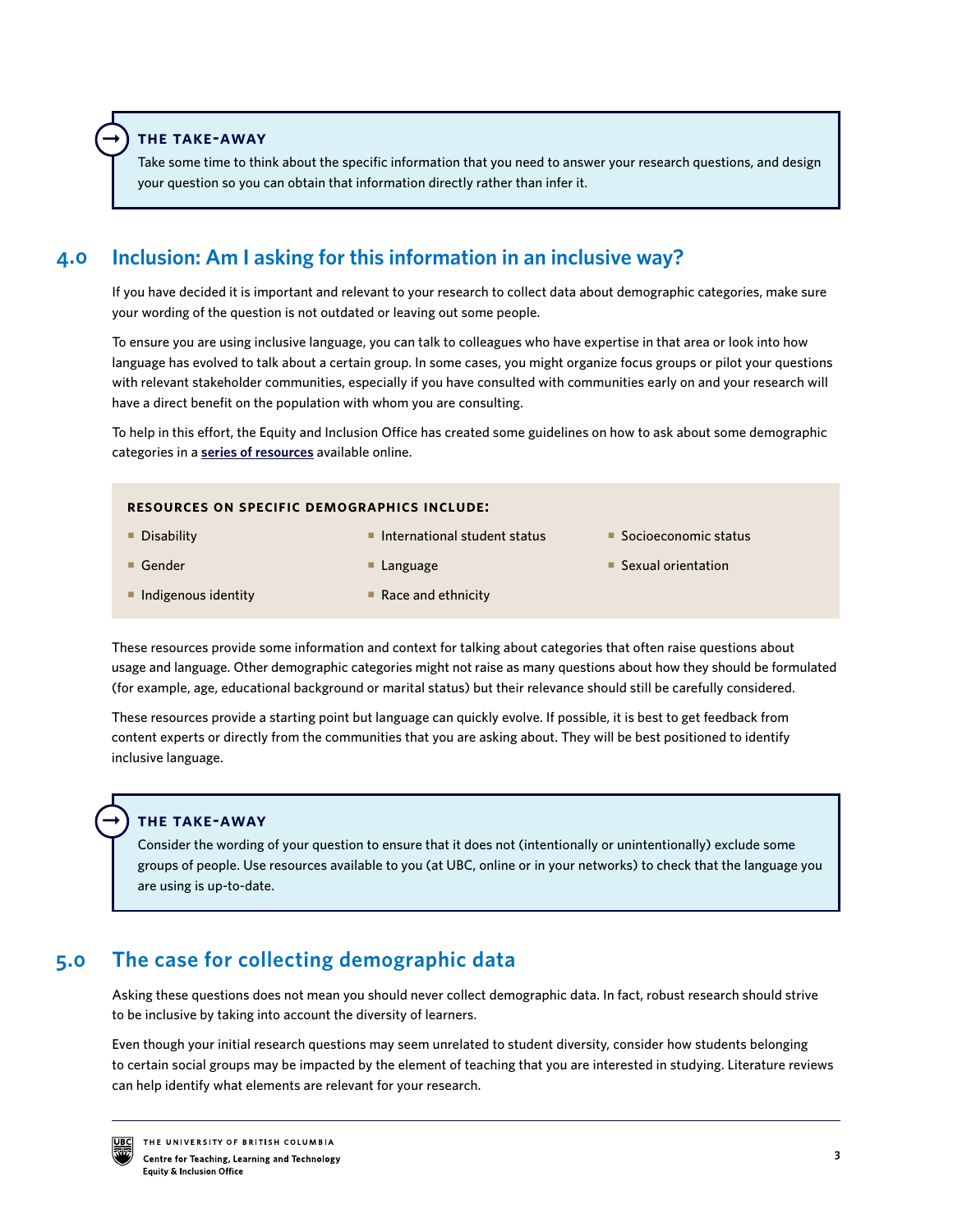> **THE TAKE-AWAY**
>
> Take some time to think about the specific information that you need to answer your research questions, and design your question so you can obtain that information directly rather than infer it.

## 4.0 Inclusion: Am I asking for this information in an inclusive way?

If you have decided it is important and relevant to your research to collect data about demographic categories, make sure your wording of the question is not outdated or leaving out some people.

To ensure you are using inclusive language, you can talk to colleagues who have expertise in that area or look into how language has evolved to talk about a certain group. In some cases, you might organize focus groups or pilot your questions with relevant stakeholder communities, especially if you have consulted with communities early on and your research will have a direct benefit on the population with whom you are consulting.

To help in this effort, the Equity and Inclusion Office has created some guidelines on how to ask about some demographic categories in a **series of resources** available online.

**RESOURCES ON SPECIFIC DEMOGRAPHICS INCLUDE:**

- Disability
- Gender
- Indigenous identity
- International student status
- Language
- Race and ethnicity
- Socioeconomic status
- Sexual orientation

These resources provide some information and context for talking about categories that often raise questions about usage and language. Other demographic categories might not raise as many questions about how they should be formulated (for example, age, educational background or marital status) but their relevance should still be carefully considered.

These resources provide a starting point but language can quickly evolve. If possible, it is best to get feedback from content experts or directly from the communities that you are asking about. They will be best positioned to identify inclusive language.

> **THE TAKE-AWAY**
>
> Consider the wording of your question to ensure that it does not (intentionally or unintentionally) exclude some groups of people. Use resources available to you (at UBC, online or in your networks) to check that the language you are using is up-to-date.

## 5.0 The case for collecting demographic data

Asking these questions does not mean you should never collect demographic data. In fact, robust research should strive to be inclusive by taking into account the diversity of learners.

Even though your initial research questions may seem unrelated to student diversity, consider how students belonging to certain social groups may be impacted by the element of teaching that you are interested in studying. Literature reviews can help identify what elements are relevant for your research.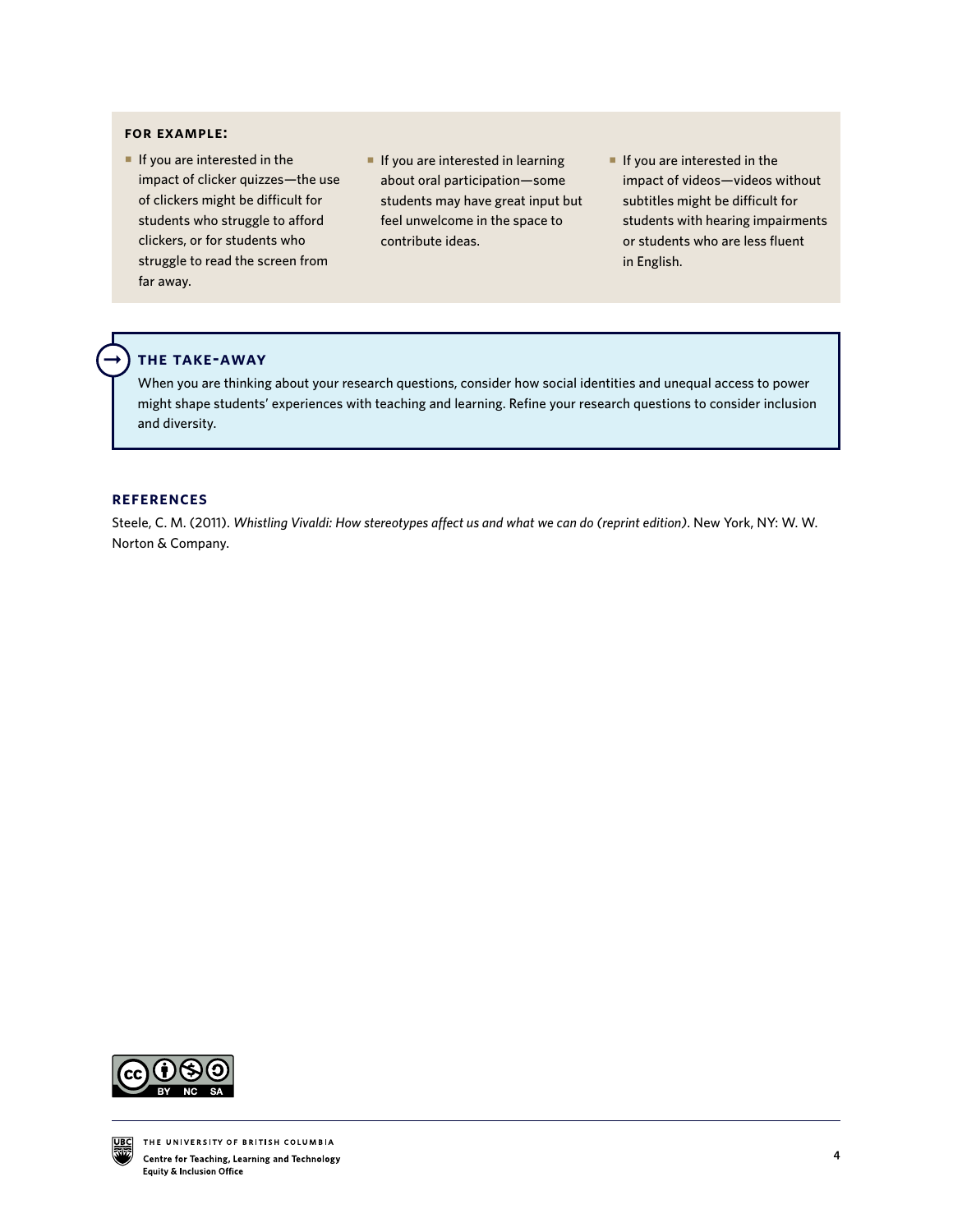**FOR EXAMPLE:**

- If you are interested in the impact of clicker quizzes—the use of clickers might be difficult for students who struggle to afford clickers, or for students who struggle to read the screen from far away.
- If you are interested in learning about oral participation—some students may have great input but feel unwelcome in the space to contribute ideas.
- If you are interested in the impact of videos—videos without subtitles might be difficult for students with hearing impairments or students who are less fluent in English.

### THE TAKE-AWAY

When you are thinking about your research questions, consider how social identities and unequal access to power might shape students' experiences with teaching and learning. Refine your research questions to consider inclusion and diversity.

## REFERENCES

Steele, C. M. (2011). *Whistling Vivaldi: How stereotypes affect us and what we can do (reprint edition)*. New York, NY: W. W. Norton & Company.

CC BY NC SA

THE UNIVERSITY OF BRITISH COLUMBIA
Centre for Teaching, Learning and Technology
Equity & Inclusion Office